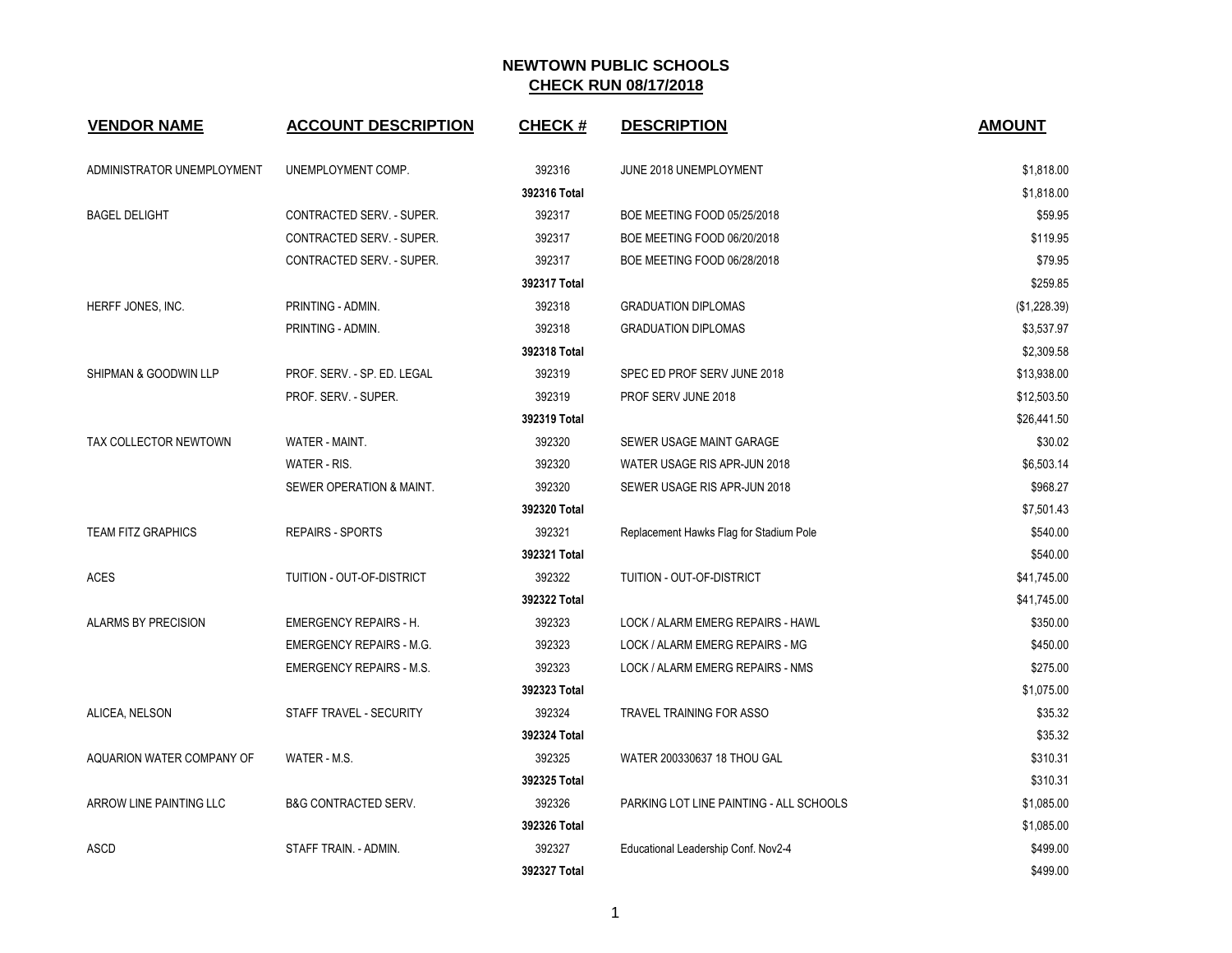# NEWTOWN PUBLIC SCHOOLS

## CHECK RUN 08/17/2018

| VENDOR NAME | ACCOUNT DESCRIPTION | CHECK # | DESCRIPTION | AMOUNT |
|---|---|---|---|---|
| ADMINISTRATOR UNEMPLOYMENT | UNEMPLOYMENT COMP. | 392316 | JUNE 2018 UNEMPLOYMENT | $1,818.00 |
| | | **392316 Total** | | $1,818.00 |
| BAGEL DELIGHT | CONTRACTED SERV. - SUPER. | 392317 | BOE MEETING FOOD 05/25/2018 | $59.95 |
| | CONTRACTED SERV. - SUPER. | 392317 | BOE MEETING FOOD 06/20/2018 | $119.95 |
| | CONTRACTED SERV. - SUPER. | 392317 | BOE MEETING FOOD 06/28/2018 | $79.95 |
| | | **392317 Total** | | $259.85 |
| HERFF JONES, INC. | PRINTING - ADMIN. | 392318 | GRADUATION DIPLOMAS | ($1,228.39) |
| | PRINTING - ADMIN. | 392318 | GRADUATION DIPLOMAS | $3,537.97 |
| | | **392318 Total** | | $2,309.58 |
| SHIPMAN & GOODWIN LLP | PROF. SERV. - SP. ED. LEGAL | 392319 | SPEC ED PROF SERV JUNE 2018 | $13,938.00 |
| | PROF. SERV. - SUPER. | 392319 | PROF SERV JUNE 2018 | $12,503.50 |
| | | **392319 Total** | | $26,441.50 |
| TAX COLLECTOR NEWTOWN | WATER - MAINT. | 392320 | SEWER USAGE MAINT GARAGE | $30.02 |
| | WATER - RIS. | 392320 | WATER USAGE RIS APR-JUN 2018 | $6,503.14 |
| | SEWER OPERATION & MAINT. | 392320 | SEWER USAGE RIS APR-JUN 2018 | $968.27 |
| | | **392320 Total** | | $7,501.43 |
| TEAM FITZ GRAPHICS | REPAIRS - SPORTS | 392321 | Replacement Hawks Flag for Stadium Pole | $540.00 |
| | | **392321 Total** | | $540.00 |
| ACES | TUITION - OUT-OF-DISTRICT | 392322 | TUITION - OUT-OF-DISTRICT | $41,745.00 |
| | | **392322 Total** | | $41,745.00 |
| ALARMS BY PRECISION | EMERGENCY REPAIRS - H. | 392323 | LOCK / ALARM EMERG REPAIRS - HAWL | $350.00 |
| | EMERGENCY REPAIRS - M.G. | 392323 | LOCK / ALARM EMERG REPAIRS - MG | $450.00 |
| | EMERGENCY REPAIRS - M.S. | 392323 | LOCK / ALARM EMERG REPAIRS - NMS | $275.00 |
| | | **392323 Total** | | $1,075.00 |
| ALICEA, NELSON | STAFF TRAVEL - SECURITY | 392324 | TRAVEL TRAINING FOR ASSO | $35.32 |
| | | **392324 Total** | | $35.32 |
| AQUARION WATER COMPANY OF | WATER - M.S. | 392325 | WATER 200330637 18 THOU GAL | $310.31 |
| | | **392325 Total** | | $310.31 |
| ARROW LINE PAINTING LLC | B&G CONTRACTED SERV. | 392326 | PARKING LOT LINE PAINTING - ALL SCHOOLS | $1,085.00 |
| | | **392326 Total** | | $1,085.00 |
| ASCD | STAFF TRAIN. - ADMIN. | 392327 | Educational Leadership Conf. Nov2-4 | $499.00 |
| | | **392327 Total** | | $499.00 |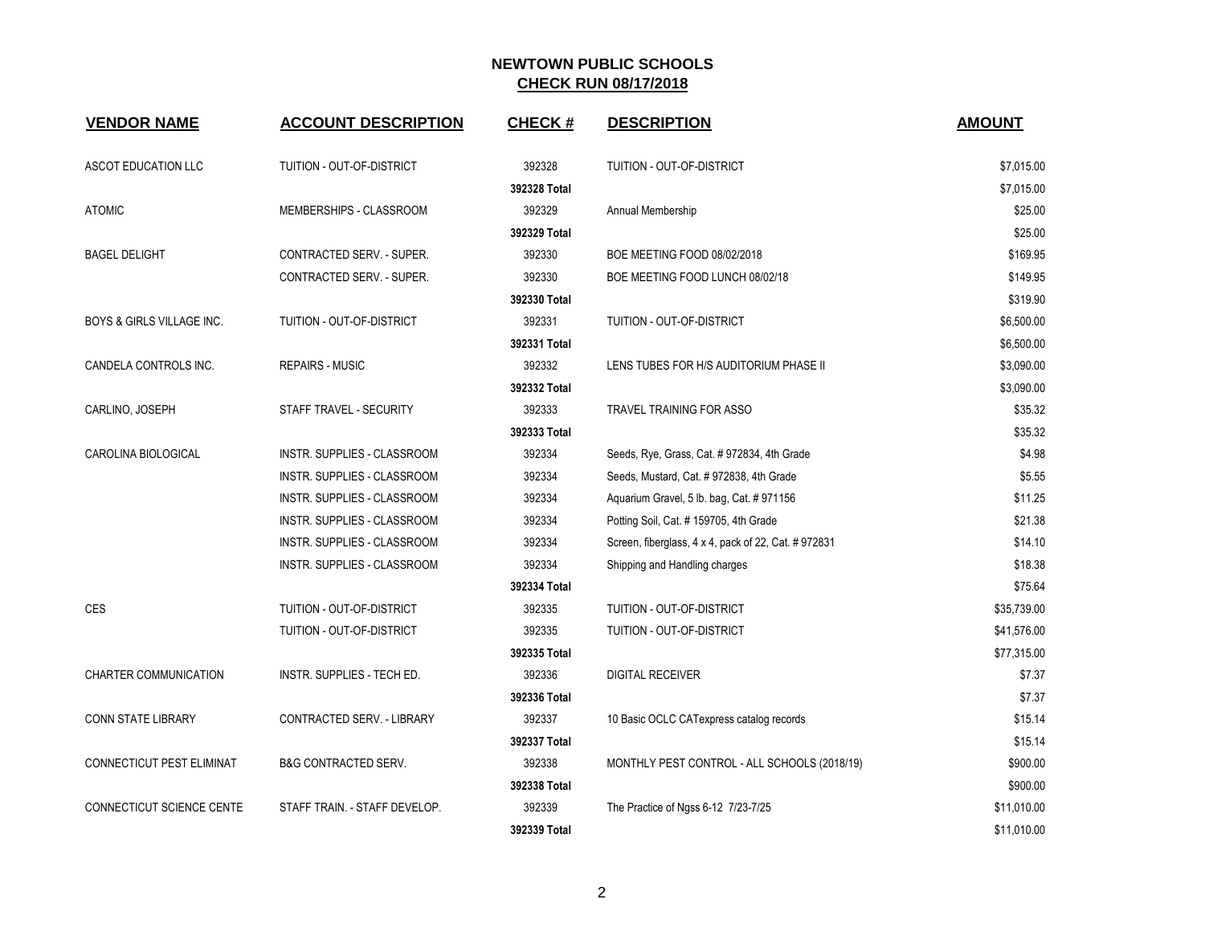**NEWTOWN PUBLIC SCHOOLS**
**CHECK RUN 08/17/2018**

| VENDOR NAME | ACCOUNT DESCRIPTION | CHECK # | DESCRIPTION | AMOUNT |
|---|---|---|---|---|
| ASCOT EDUCATION LLC | TUITION - OUT-OF-DISTRICT | 392328 | TUITION - OUT-OF-DISTRICT | $7,015.00 |
| | | **392328 Total** | | $7,015.00 |
| ATOMIC | MEMBERSHIPS - CLASSROOM | 392329 | Annual Membership | $25.00 |
| | | **392329 Total** | | $25.00 |
| BAGEL DELIGHT | CONTRACTED SERV. - SUPER. | 392330 | BOE MEETING FOOD 08/02/2018 | $169.95 |
| | CONTRACTED SERV. - SUPER. | 392330 | BOE MEETING FOOD LUNCH 08/02/18 | $149.95 |
| | | **392330 Total** | | $319.90 |
| BOYS & GIRLS VILLAGE INC. | TUITION - OUT-OF-DISTRICT | 392331 | TUITION - OUT-OF-DISTRICT | $6,500.00 |
| | | **392331 Total** | | $6,500.00 |
| CANDELA CONTROLS INC. | REPAIRS - MUSIC | 392332 | LENS TUBES FOR H/S AUDITORIUM PHASE II | $3,090.00 |
| | | **392332 Total** | | $3,090.00 |
| CARLINO, JOSEPH | STAFF TRAVEL - SECURITY | 392333 | TRAVEL TRAINING FOR ASSO | $35.32 |
| | | **392333 Total** | | $35.32 |
| CAROLINA BIOLOGICAL | INSTR. SUPPLIES - CLASSROOM | 392334 | Seeds, Rye, Grass, Cat. # 972834, 4th Grade | $4.98 |
| | INSTR. SUPPLIES - CLASSROOM | 392334 | Seeds, Mustard, Cat. # 972838, 4th Grade | $5.55 |
| | INSTR. SUPPLIES - CLASSROOM | 392334 | Aquarium Gravel, 5 lb. bag, Cat. # 971156 | $11.25 |
| | INSTR. SUPPLIES - CLASSROOM | 392334 | Potting Soil, Cat. # 159705, 4th Grade | $21.38 |
| | INSTR. SUPPLIES - CLASSROOM | 392334 | Screen, fiberglass, 4 x 4, pack of 22, Cat. # 972831 | $14.10 |
| | INSTR. SUPPLIES - CLASSROOM | 392334 | Shipping and Handling charges | $18.38 |
| | | **392334 Total** | | $75.64 |
| CES | TUITION - OUT-OF-DISTRICT | 392335 | TUITION - OUT-OF-DISTRICT | $35,739.00 |
| | TUITION - OUT-OF-DISTRICT | 392335 | TUITION - OUT-OF-DISTRICT | $41,576.00 |
| | | **392335 Total** | | $77,315.00 |
| CHARTER COMMUNICATION | INSTR. SUPPLIES - TECH ED. | 392336 | DIGITAL RECEIVER | $7.37 |
| | | **392336 Total** | | $7.37 |
| CONN STATE LIBRARY | CONTRACTED SERV. - LIBRARY | 392337 | 10 Basic OCLC CATexpress catalog records | $15.14 |
| | | **392337 Total** | | $15.14 |
| CONNECTICUT PEST ELIMINAT | B&G CONTRACTED SERV. | 392338 | MONTHLY PEST CONTROL - ALL SCHOOLS (2018/19) | $900.00 |
| | | **392338 Total** | | $900.00 |
| CONNECTICUT SCIENCE CENTE | STAFF TRAIN. - STAFF DEVELOP. | 392339 | The Practice of Ngss 6-12 7/23-7/25 | $11,010.00 |
| | | **392339 Total** | | $11,010.00 |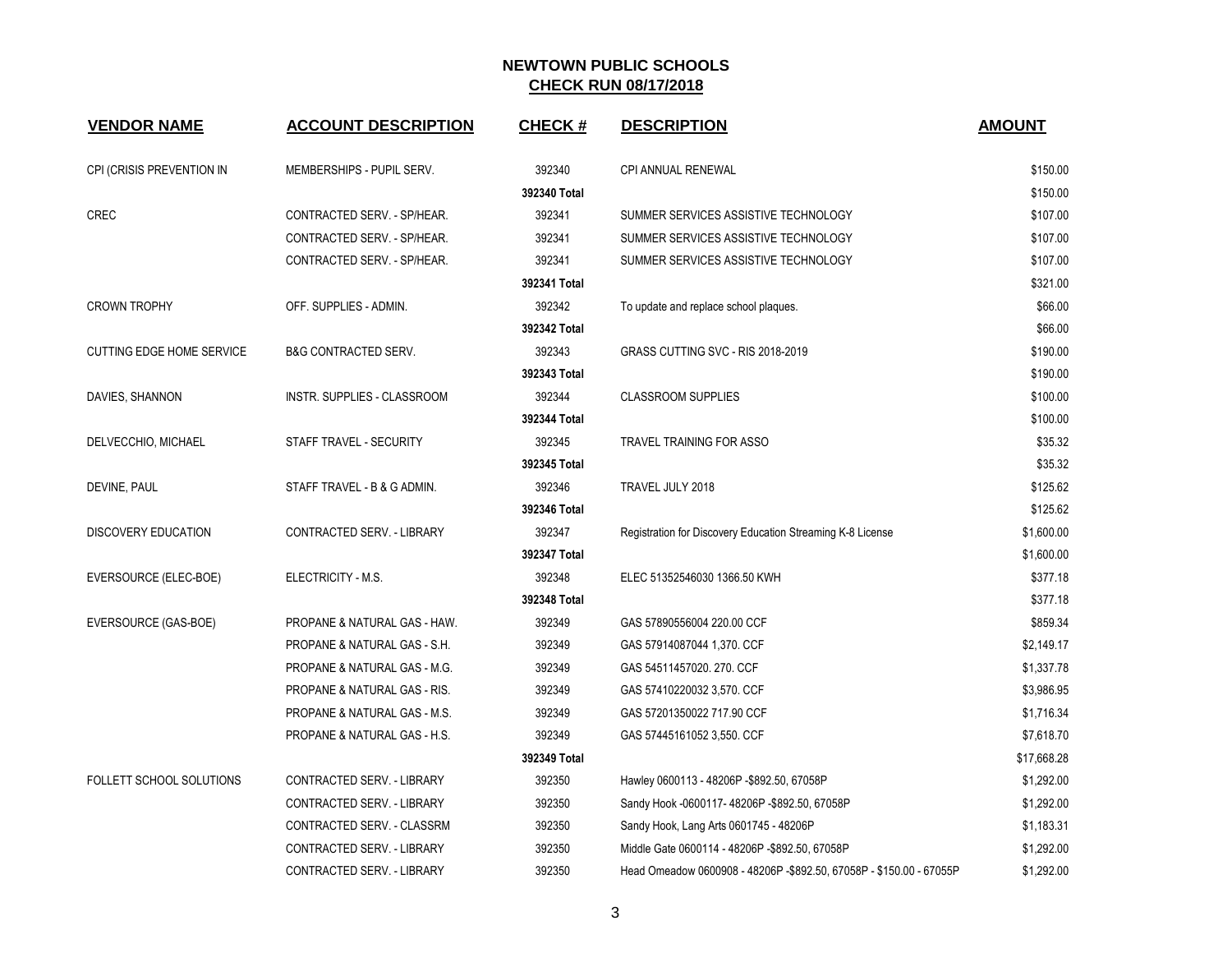# NEWTOWN PUBLIC SCHOOLS

## CHECK RUN 08/17/2018

| VENDOR NAME | ACCOUNT DESCRIPTION | CHECK # | DESCRIPTION | AMOUNT |
|---|---|---|---|---|
| CPI (CRISIS PREVENTION IN | MEMBERSHIPS - PUPIL SERV. | 392340 | CPI ANNUAL RENEWAL | $150.00 |
| | | 392340 Total | | $150.00 |
| CREC | CONTRACTED SERV. - SP/HEAR. | 392341 | SUMMER SERVICES ASSISTIVE TECHNOLOGY | $107.00 |
| | CONTRACTED SERV. - SP/HEAR. | 392341 | SUMMER SERVICES ASSISTIVE TECHNOLOGY | $107.00 |
| | CONTRACTED SERV. - SP/HEAR. | 392341 | SUMMER SERVICES ASSISTIVE TECHNOLOGY | $107.00 |
| | | 392341 Total | | $321.00 |
| CROWN TROPHY | OFF. SUPPLIES - ADMIN. | 392342 | To update and replace school plaques. | $66.00 |
| | | 392342 Total | | $66.00 |
| CUTTING EDGE HOME SERVICE | B&G CONTRACTED SERV. | 392343 | GRASS CUTTING SVC - RIS 2018-2019 | $190.00 |
| | | 392343 Total | | $190.00 |
| DAVIES, SHANNON | INSTR. SUPPLIES - CLASSROOM | 392344 | CLASSROOM SUPPLIES | $100.00 |
| | | 392344 Total | | $100.00 |
| DELVECCHIO, MICHAEL | STAFF TRAVEL - SECURITY | 392345 | TRAVEL TRAINING FOR ASSO | $35.32 |
| | | 392345 Total | | $35.32 |
| DEVINE, PAUL | STAFF TRAVEL - B & G ADMIN. | 392346 | TRAVEL JULY 2018 | $125.62 |
| | | 392346 Total | | $125.62 |
| DISCOVERY EDUCATION | CONTRACTED SERV. - LIBRARY | 392347 | Registration for Discovery Education Streaming K-8 License | $1,600.00 |
| | | 392347 Total | | $1,600.00 |
| EVERSOURCE (ELEC-BOE) | ELECTRICITY - M.S. | 392348 | ELEC 51352546030 1366.50 KWH | $377.18 |
| | | 392348 Total | | $377.18 |
| EVERSOURCE (GAS-BOE) | PROPANE & NATURAL GAS - HAW. | 392349 | GAS 57890556004 220.00 CCF | $859.34 |
| | PROPANE & NATURAL GAS - S.H. | 392349 | GAS 57914087044 1,370. CCF | $2,149.17 |
| | PROPANE & NATURAL GAS - M.G. | 392349 | GAS 54511457020. 270. CCF | $1,337.78 |
| | PROPANE & NATURAL GAS - RIS. | 392349 | GAS 57410220032 3,570. CCF | $3,986.95 |
| | PROPANE & NATURAL GAS - M.S. | 392349 | GAS 57201350022 717.90 CCF | $1,716.34 |
| | PROPANE & NATURAL GAS - H.S. | 392349 | GAS 57445161052 3,550. CCF | $7,618.70 |
| | | 392349 Total | | $17,668.28 |
| FOLLETT SCHOOL SOLUTIONS | CONTRACTED SERV. - LIBRARY | 392350 | Hawley 0600113 - 48206P -$892.50, 67058P | $1,292.00 |
| | CONTRACTED SERV. - LIBRARY | 392350 | Sandy Hook -0600117- 48206P -$892.50, 67058P | $1,292.00 |
| | CONTRACTED SERV. - CLASSRM | 392350 | Sandy Hook, Lang Arts 0601745 - 48206P | $1,183.31 |
| | CONTRACTED SERV. - LIBRARY | 392350 | Middle Gate 0600114 - 48206P -$892.50, 67058P | $1,292.00 |
| | CONTRACTED SERV. - LIBRARY | 392350 | Head Omeadow 0600908 - 48206P -$892.50, 67058P - $150.00 - 67055P | $1,292.00 |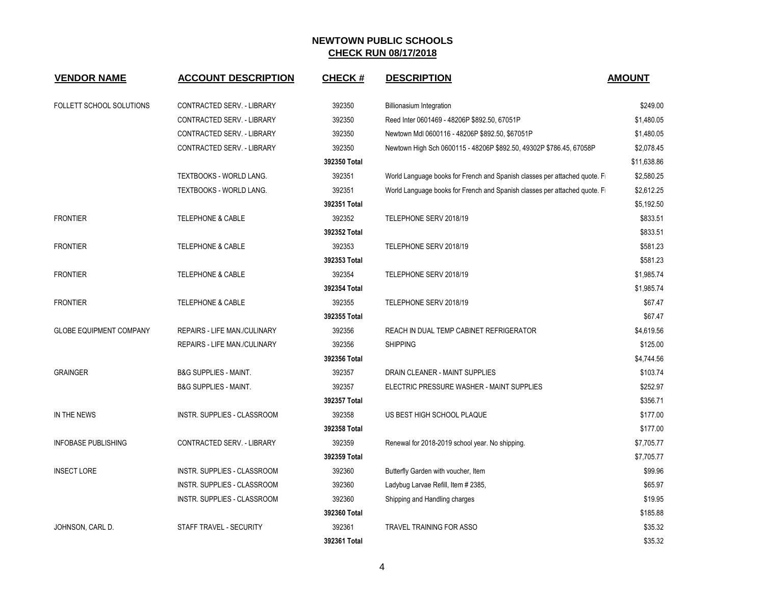# NEWTOWN PUBLIC SCHOOLS

## CHECK RUN 08/17/2018

| VENDOR NAME | ACCOUNT DESCRIPTION | CHECK # | DESCRIPTION | AMOUNT |
|---|---|---|---|---|
| FOLLETT SCHOOL SOLUTIONS | CONTRACTED SERV. - LIBRARY | 392350 | Billionasium Integration | $249.00 |
| | CONTRACTED SERV. - LIBRARY | 392350 | Reed Inter 0601469 - 48206P $892.50, 67051P | $1,480.05 |
| | CONTRACTED SERV. - LIBRARY | 392350 | Newtown Mdl 0600116 - 48206P $892.50, $67051P | $1,480.05 |
| | CONTRACTED SERV. - LIBRARY | 392350 | Newtown High Sch 0600115 - 48206P $892.50, 49302P $786.45, 67058P | $2,078.45 |
| | | 392350 Total | | $11,638.86 |
| | TEXTBOOKS - WORLD LANG. | 392351 | World Language books for French and Spanish classes per attached quote. Fr | $2,580.25 |
| | TEXTBOOKS - WORLD LANG. | 392351 | World Language books for French and Spanish classes per attached quote. Fr | $2,612.25 |
| | | 392351 Total | | $5,192.50 |
| FRONTIER | TELEPHONE & CABLE | 392352 | TELEPHONE SERV 2018/19 | $833.51 |
| | | 392352 Total | | $833.51 |
| FRONTIER | TELEPHONE & CABLE | 392353 | TELEPHONE SERV 2018/19 | $581.23 |
| | | 392353 Total | | $581.23 |
| FRONTIER | TELEPHONE & CABLE | 392354 | TELEPHONE SERV 2018/19 | $1,985.74 |
| | | 392354 Total | | $1,985.74 |
| FRONTIER | TELEPHONE & CABLE | 392355 | TELEPHONE SERV 2018/19 | $67.47 |
| | | 392355 Total | | $67.47 |
| GLOBE EQUIPMENT COMPANY | REPAIRS - LIFE MAN./CULINARY | 392356 | REACH IN DUAL TEMP CABINET REFRIGERATOR | $4,619.56 |
| | REPAIRS - LIFE MAN./CULINARY | 392356 | SHIPPING | $125.00 |
| | | 392356 Total | | $4,744.56 |
| GRAINGER | B&G SUPPLIES - MAINT. | 392357 | DRAIN CLEANER - MAINT SUPPLIES | $103.74 |
| | B&G SUPPLIES - MAINT. | 392357 | ELECTRIC PRESSURE WASHER - MAINT SUPPLIES | $252.97 |
| | | 392357 Total | | $356.71 |
| IN THE NEWS | INSTR. SUPPLIES - CLASSROOM | 392358 | US BEST HIGH SCHOOL PLAQUE | $177.00 |
| | | 392358 Total | | $177.00 |
| INFOBASE PUBLISHING | CONTRACTED SERV. - LIBRARY | 392359 | Renewal for 2018-2019 school year. No shipping. | $7,705.77 |
| | | 392359 Total | | $7,705.77 |
| INSECT LORE | INSTR. SUPPLIES - CLASSROOM | 392360 | Butterfly Garden with voucher, Item | $99.96 |
| | INSTR. SUPPLIES - CLASSROOM | 392360 | Ladybug Larvae Refill, Item # 2385, | $65.97 |
| | INSTR. SUPPLIES - CLASSROOM | 392360 | Shipping and Handling charges | $19.95 |
| | | 392360 Total | | $185.88 |
| JOHNSON, CARL D. | STAFF TRAVEL - SECURITY | 392361 | TRAVEL TRAINING FOR ASSO | $35.32 |
| | | 392361 Total | | $35.32 |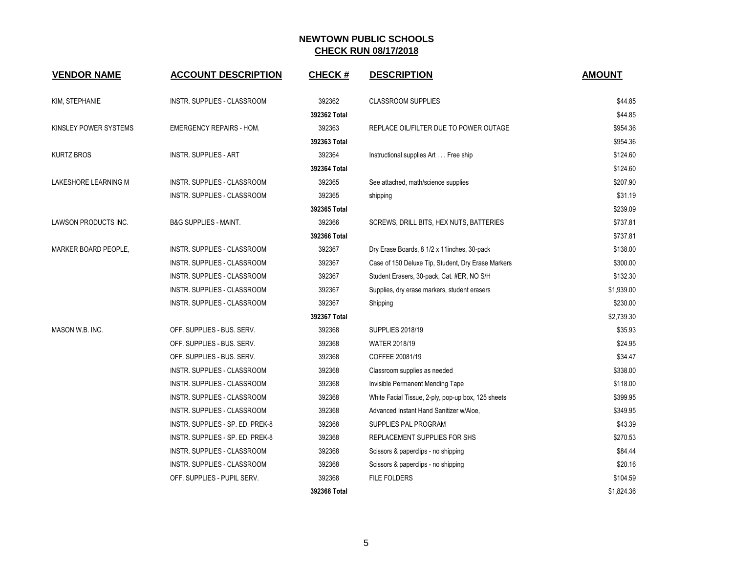## NEWTOWN PUBLIC SCHOOLS
## CHECK RUN 08/17/2018

| VENDOR NAME | ACCOUNT DESCRIPTION | CHECK # | DESCRIPTION | AMOUNT |
|---|---|---|---|---|
| KIM, STEPHANIE | INSTR. SUPPLIES - CLASSROOM | 392362 | CLASSROOM SUPPLIES | $44.85 |
| | | **392362 Total** | | $44.85 |
| KINSLEY POWER SYSTEMS | EMERGENCY REPAIRS - HOM. | 392363 | REPLACE OIL/FILTER DUE TO POWER OUTAGE | $954.36 |
| | | **392363 Total** | | $954.36 |
| KURTZ BROS | INSTR. SUPPLIES - ART | 392364 | Instructional supplies Art . . . Free ship | $124.60 |
| | | **392364 Total** | | $124.60 |
| LAKESHORE LEARNING M | INSTR. SUPPLIES - CLASSROOM | 392365 | See attached, math/science supplies | $207.90 |
| | INSTR. SUPPLIES - CLASSROOM | 392365 | shipping | $31.19 |
| | | **392365 Total** | | $239.09 |
| LAWSON PRODUCTS INC. | B&G SUPPLIES - MAINT. | 392366 | SCREWS, DRILL BITS, HEX NUTS, BATTERIES | $737.81 |
| | | **392366 Total** | | $737.81 |
| MARKER BOARD PEOPLE, | INSTR. SUPPLIES - CLASSROOM | 392367 | Dry Erase Boards, 8 1/2 x 11inches, 30-pack | $138.00 |
| | INSTR. SUPPLIES - CLASSROOM | 392367 | Case of 150 Deluxe Tip, Student, Dry Erase Markers | $300.00 |
| | INSTR. SUPPLIES - CLASSROOM | 392367 | Student Erasers, 30-pack, Cat. #ER, NO S/H | $132.30 |
| | INSTR. SUPPLIES - CLASSROOM | 392367 | Supplies, dry erase markers, student erasers | $1,939.00 |
| | INSTR. SUPPLIES - CLASSROOM | 392367 | Shipping | $230.00 |
| | | **392367 Total** | | $2,739.30 |
| MASON W.B. INC. | OFF. SUPPLIES - BUS. SERV. | 392368 | SUPPLIES 2018/19 | $35.93 |
| | OFF. SUPPLIES - BUS. SERV. | 392368 | WATER 2018/19 | $24.95 |
| | OFF. SUPPLIES - BUS. SERV. | 392368 | COFFEE 20081/19 | $34.47 |
| | INSTR. SUPPLIES - CLASSROOM | 392368 | Classroom supplies as needed | $338.00 |
| | INSTR. SUPPLIES - CLASSROOM | 392368 | Invisible Permanent Mending Tape | $118.00 |
| | INSTR. SUPPLIES - CLASSROOM | 392368 | White Facial Tissue, 2-ply, pop-up box, 125 sheets | $399.95 |
| | INSTR. SUPPLIES - CLASSROOM | 392368 | Advanced Instant Hand Sanitizer w/Aloe, | $349.95 |
| | INSTR. SUPPLIES - SP. ED. PREK-8 | 392368 | SUPPLIES PAL PROGRAM | $43.39 |
| | INSTR. SUPPLIES - SP. ED. PREK-8 | 392368 | REPLACEMENT SUPPLIES FOR SHS | $270.53 |
| | INSTR. SUPPLIES - CLASSROOM | 392368 | Scissors & paperclips - no shipping | $84.44 |
| | INSTR. SUPPLIES - CLASSROOM | 392368 | Scissors & paperclips - no shipping | $20.16 |
| | OFF. SUPPLIES - PUPIL SERV. | 392368 | FILE FOLDERS | $104.59 |
| | | **392368 Total** | | $1,824.36 |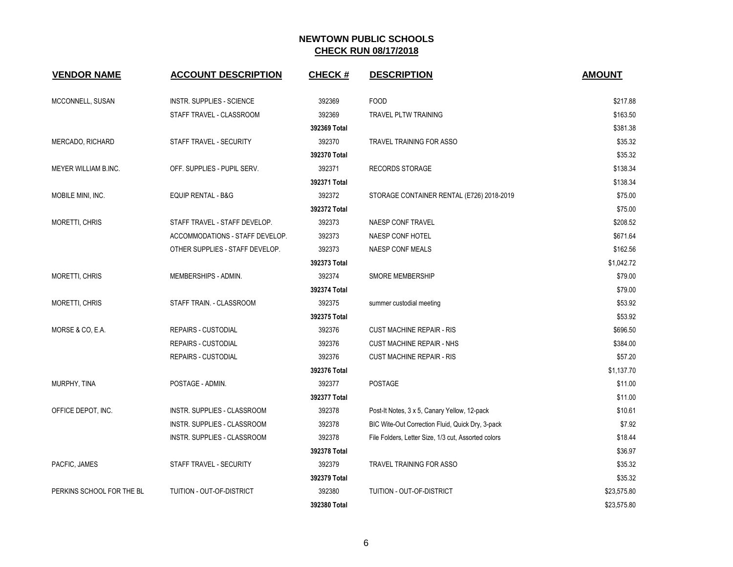# NEWTOWN PUBLIC SCHOOLS
## CHECK RUN 08/17/2018

| VENDOR NAME | ACCOUNT DESCRIPTION | CHECK # | DESCRIPTION | AMOUNT |
|---|---|---|---|---|
| MCCONNELL, SUSAN | INSTR. SUPPLIES - SCIENCE | 392369 | FOOD | $217.88 |
| | STAFF TRAVEL - CLASSROOM | 392369 | TRAVEL PLTW TRAINING | $163.50 |
| | | **392369 Total** | | $381.38 |
| MERCADO, RICHARD | STAFF TRAVEL - SECURITY | 392370 | TRAVEL TRAINING FOR ASSO | $35.32 |
| | | **392370 Total** | | $35.32 |
| MEYER WILLIAM B.INC. | OFF. SUPPLIES - PUPIL SERV. | 392371 | RECORDS STORAGE | $138.34 |
| | | **392371 Total** | | $138.34 |
| MOBILE MINI, INC. | EQUIP RENTAL - B&G | 392372 | STORAGE CONTAINER RENTAL (E726) 2018-2019 | $75.00 |
| | | **392372 Total** | | $75.00 |
| MORETTI, CHRIS | STAFF TRAVEL - STAFF DEVELOP. | 392373 | NAESP CONF TRAVEL | $208.52 |
| | ACCOMMODATIONS - STAFF DEVELOP. | 392373 | NAESP CONF HOTEL | $671.64 |
| | OTHER SUPPLIES - STAFF DEVELOP. | 392373 | NAESP CONF MEALS | $162.56 |
| | | **392373 Total** | | $1,042.72 |
| MORETTI, CHRIS | MEMBERSHIPS - ADMIN. | 392374 | SMORE MEMBERSHIP | $79.00 |
| | | **392374 Total** | | $79.00 |
| MORETTI, CHRIS | STAFF TRAIN. - CLASSROOM | 392375 | summer custodial meeting | $53.92 |
| | | **392375 Total** | | $53.92 |
| MORSE & CO, E.A. | REPAIRS - CUSTODIAL | 392376 | CUST MACHINE REPAIR - RIS | $696.50 |
| | REPAIRS - CUSTODIAL | 392376 | CUST MACHINE REPAIR - NHS | $384.00 |
| | REPAIRS - CUSTODIAL | 392376 | CUST MACHINE REPAIR - RIS | $57.20 |
| | | **392376 Total** | | $1,137.70 |
| MURPHY, TINA | POSTAGE - ADMIN. | 392377 | POSTAGE | $11.00 |
| | | **392377 Total** | | $11.00 |
| OFFICE DEPOT, INC. | INSTR. SUPPLIES - CLASSROOM | 392378 | Post-It Notes, 3 x 5, Canary Yellow, 12-pack | $10.61 |
| | INSTR. SUPPLIES - CLASSROOM | 392378 | BIC Wite-Out Correction Fluid, Quick Dry, 3-pack | $7.92 |
| | INSTR. SUPPLIES - CLASSROOM | 392378 | File Folders, Letter Size, 1/3 cut, Assorted colors | $18.44 |
| | | **392378 Total** | | $36.97 |
| PACFIC, JAMES | STAFF TRAVEL - SECURITY | 392379 | TRAVEL TRAINING FOR ASSO | $35.32 |
| | | **392379 Total** | | $35.32 |
| PERKINS SCHOOL FOR THE BL | TUITION - OUT-OF-DISTRICT | 392380 | TUITION - OUT-OF-DISTRICT | $23,575.80 |
| | | **392380 Total** | | $23,575.80 |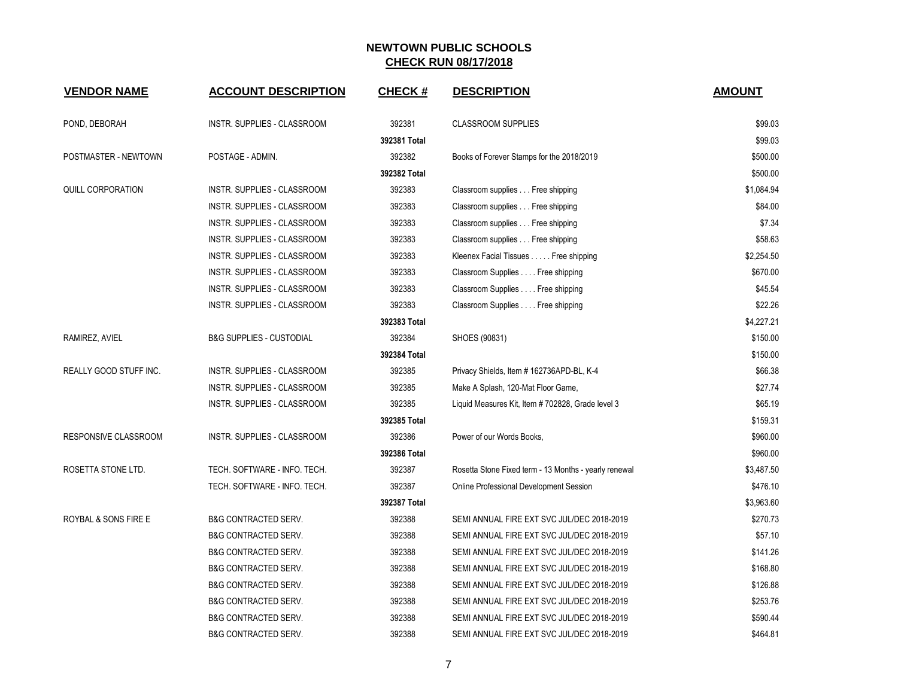# NEWTOWN PUBLIC SCHOOLS

## CHECK RUN 08/17/2018

| VENDOR NAME | ACCOUNT DESCRIPTION | CHECK # | DESCRIPTION | AMOUNT |
|---|---|---|---|---|
| POND, DEBORAH | INSTR. SUPPLIES - CLASSROOM | 392381 | CLASSROOM SUPPLIES | $99.03 |
| | | **392381 Total** | | $99.03 |
| POSTMASTER - NEWTOWN | POSTAGE - ADMIN. | 392382 | Books of Forever Stamps for the 2018/2019 | $500.00 |
| | | **392382 Total** | | $500.00 |
| QUILL CORPORATION | INSTR. SUPPLIES - CLASSROOM | 392383 | Classroom supplies . . . Free shipping | $1,084.94 |
| | INSTR. SUPPLIES - CLASSROOM | 392383 | Classroom supplies . . . Free shipping | $84.00 |
| | INSTR. SUPPLIES - CLASSROOM | 392383 | Classroom supplies . . . Free shipping | $7.34 |
| | INSTR. SUPPLIES - CLASSROOM | 392383 | Classroom supplies . . . Free shipping | $58.63 |
| | INSTR. SUPPLIES - CLASSROOM | 392383 | Kleenex Facial Tissues . . . . . Free shipping | $2,254.50 |
| | INSTR. SUPPLIES - CLASSROOM | 392383 | Classroom Supplies . . . . Free shipping | $670.00 |
| | INSTR. SUPPLIES - CLASSROOM | 392383 | Classroom Supplies . . . . Free shipping | $45.54 |
| | INSTR. SUPPLIES - CLASSROOM | 392383 | Classroom Supplies . . . . Free shipping | $22.26 |
| | | **392383 Total** | | $4,227.21 |
| RAMIREZ, AVIEL | B&G SUPPLIES - CUSTODIAL | 392384 | SHOES (90831) | $150.00 |
| | | **392384 Total** | | $150.00 |
| REALLY GOOD STUFF INC. | INSTR. SUPPLIES - CLASSROOM | 392385 | Privacy Shields, Item # 162736APD-BL, K-4 | $66.38 |
| | INSTR. SUPPLIES - CLASSROOM | 392385 | Make A Splash, 120-Mat Floor Game, | $27.74 |
| | INSTR. SUPPLIES - CLASSROOM | 392385 | Liquid Measures Kit, Item # 702828, Grade level 3 | $65.19 |
| | | **392385 Total** | | $159.31 |
| RESPONSIVE CLASSROOM | INSTR. SUPPLIES - CLASSROOM | 392386 | Power of our Words Books, | $960.00 |
| | | **392386 Total** | | $960.00 |
| ROSETTA STONE LTD. | TECH. SOFTWARE - INFO. TECH. | 392387 | Rosetta Stone Fixed term - 13 Months - yearly renewal | $3,487.50 |
| | TECH. SOFTWARE - INFO. TECH. | 392387 | Online Professional Development Session | $476.10 |
| | | **392387 Total** | | $3,963.60 |
| ROYBAL & SONS FIRE E | B&G CONTRACTED SERV. | 392388 | SEMI ANNUAL FIRE EXT SVC JUL/DEC 2018-2019 | $270.73 |
| | B&G CONTRACTED SERV. | 392388 | SEMI ANNUAL FIRE EXT SVC JUL/DEC 2018-2019 | $57.10 |
| | B&G CONTRACTED SERV. | 392388 | SEMI ANNUAL FIRE EXT SVC JUL/DEC 2018-2019 | $141.26 |
| | B&G CONTRACTED SERV. | 392388 | SEMI ANNUAL FIRE EXT SVC JUL/DEC 2018-2019 | $168.80 |
| | B&G CONTRACTED SERV. | 392388 | SEMI ANNUAL FIRE EXT SVC JUL/DEC 2018-2019 | $126.88 |
| | B&G CONTRACTED SERV. | 392388 | SEMI ANNUAL FIRE EXT SVC JUL/DEC 2018-2019 | $253.76 |
| | B&G CONTRACTED SERV. | 392388 | SEMI ANNUAL FIRE EXT SVC JUL/DEC 2018-2019 | $590.44 |
| | B&G CONTRACTED SERV. | 392388 | SEMI ANNUAL FIRE EXT SVC JUL/DEC 2018-2019 | $464.81 |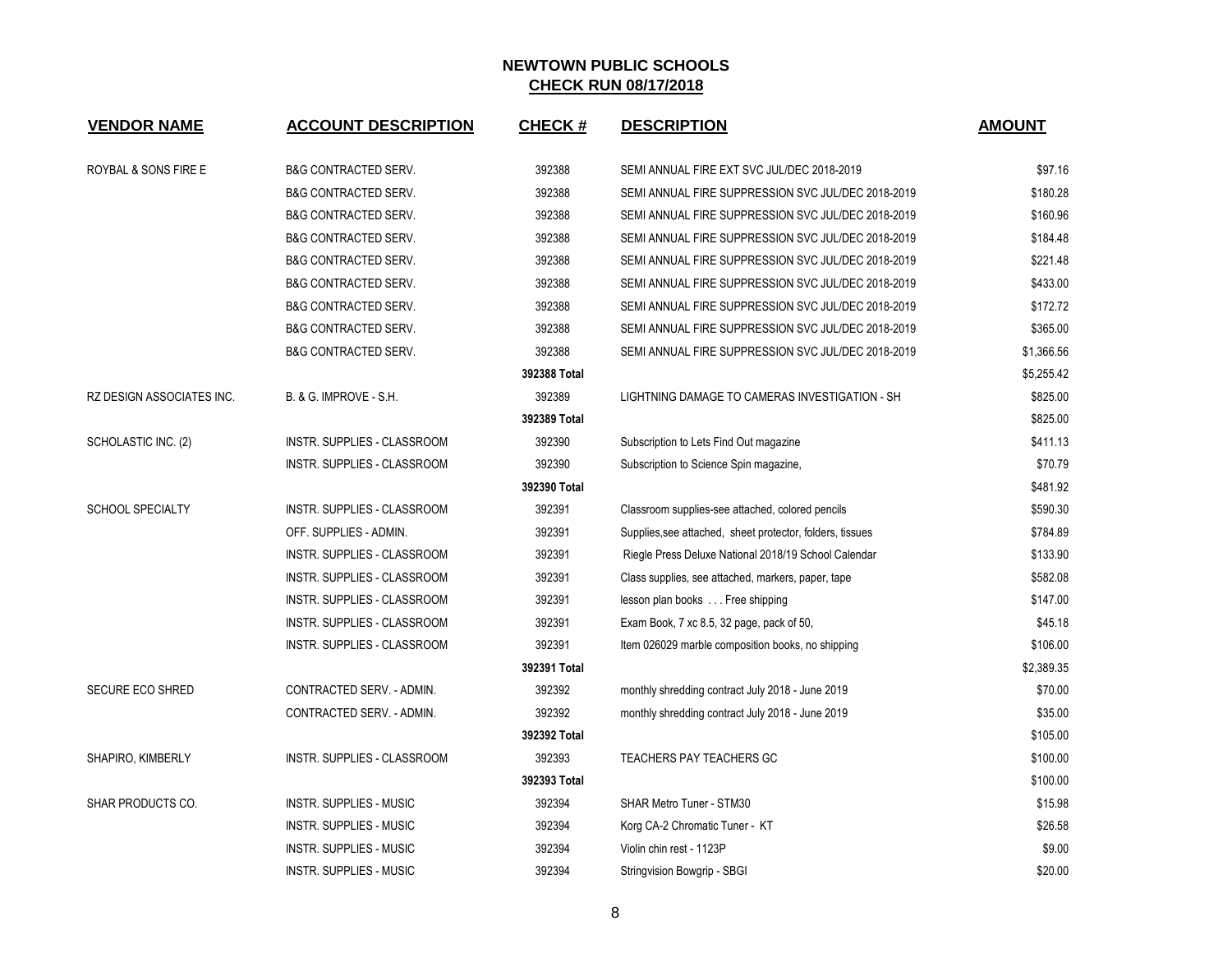# NEWTOWN PUBLIC SCHOOLS

## CHECK RUN 08/17/2018

| VENDOR NAME | ACCOUNT DESCRIPTION | CHECK # | DESCRIPTION | AMOUNT |
|---|---|---|---|---|
| ROYBAL & SONS FIRE E | B&G CONTRACTED SERV. | 392388 | SEMI ANNUAL FIRE EXT SVC JUL/DEC 2018-2019 | $97.16 |
| | B&G CONTRACTED SERV. | 392388 | SEMI ANNUAL FIRE SUPPRESSION SVC JUL/DEC 2018-2019 | $180.28 |
| | B&G CONTRACTED SERV. | 392388 | SEMI ANNUAL FIRE SUPPRESSION SVC JUL/DEC 2018-2019 | $160.96 |
| | B&G CONTRACTED SERV. | 392388 | SEMI ANNUAL FIRE SUPPRESSION SVC JUL/DEC 2018-2019 | $184.48 |
| | B&G CONTRACTED SERV. | 392388 | SEMI ANNUAL FIRE SUPPRESSION SVC JUL/DEC 2018-2019 | $221.48 |
| | B&G CONTRACTED SERV. | 392388 | SEMI ANNUAL FIRE SUPPRESSION SVC JUL/DEC 2018-2019 | $433.00 |
| | B&G CONTRACTED SERV. | 392388 | SEMI ANNUAL FIRE SUPPRESSION SVC JUL/DEC 2018-2019 | $172.72 |
| | B&G CONTRACTED SERV. | 392388 | SEMI ANNUAL FIRE SUPPRESSION SVC JUL/DEC 2018-2019 | $365.00 |
| | B&G CONTRACTED SERV. | 392388 | SEMI ANNUAL FIRE SUPPRESSION SVC JUL/DEC 2018-2019 | $1,366.56 |
| | | **392388 Total** | | $5,255.42 |
| RZ DESIGN ASSOCIATES INC. | B. & G. IMPROVE - S.H. | 392389 | LIGHTNING DAMAGE TO CAMERAS INVESTIGATION - SH | $825.00 |
| | | **392389 Total** | | $825.00 |
| SCHOLASTIC INC. (2) | INSTR. SUPPLIES - CLASSROOM | 392390 | Subscription to Lets Find Out magazine | $411.13 |
| | INSTR. SUPPLIES - CLASSROOM | 392390 | Subscription to Science Spin magazine, | $70.79 |
| | | **392390 Total** | | $481.92 |
| SCHOOL SPECIALTY | INSTR. SUPPLIES - CLASSROOM | 392391 | Classroom supplies-see attached, colored pencils | $590.30 |
| | OFF. SUPPLIES - ADMIN. | 392391 | Supplies,see attached, sheet protector, folders, tissues | $784.89 |
| | INSTR. SUPPLIES - CLASSROOM | 392391 | Riegle Press Deluxe National 2018/19 School Calendar | $133.90 |
| | INSTR. SUPPLIES - CLASSROOM | 392391 | Class supplies, see attached, markers, paper, tape | $582.08 |
| | INSTR. SUPPLIES - CLASSROOM | 392391 | lesson plan books . . . Free shipping | $147.00 |
| | INSTR. SUPPLIES - CLASSROOM | 392391 | Exam Book, 7 xc 8.5, 32 page, pack of 50, | $45.18 |
| | INSTR. SUPPLIES - CLASSROOM | 392391 | Item 026029 marble composition books, no shipping | $106.00 |
| | | **392391 Total** | | $2,389.35 |
| SECURE ECO SHRED | CONTRACTED SERV. - ADMIN. | 392392 | monthly shredding contract July 2018 - June 2019 | $70.00 |
| | CONTRACTED SERV. - ADMIN. | 392392 | monthly shredding contract July 2018 - June 2019 | $35.00 |
| | | **392392 Total** | | $105.00 |
| SHAPIRO, KIMBERLY | INSTR. SUPPLIES - CLASSROOM | 392393 | TEACHERS PAY TEACHERS GC | $100.00 |
| | | **392393 Total** | | $100.00 |
| SHAR PRODUCTS CO. | INSTR. SUPPLIES - MUSIC | 392394 | SHAR Metro Tuner - STM30 | $15.98 |
| | INSTR. SUPPLIES - MUSIC | 392394 | Korg CA-2 Chromatic Tuner - KT | $26.58 |
| | INSTR. SUPPLIES - MUSIC | 392394 | Violin chin rest - 1123P | $9.00 |
| | INSTR. SUPPLIES - MUSIC | 392394 | Stringvision Bowgrip - SBGI | $20.00 |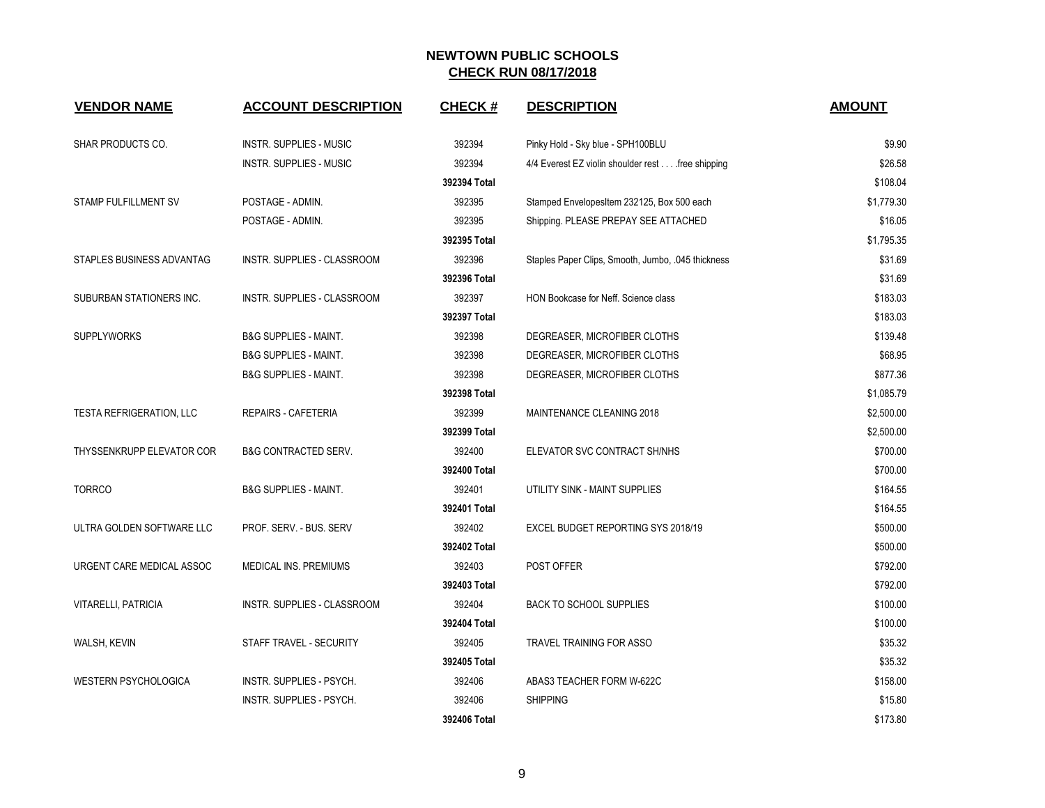# NEWTOWN PUBLIC SCHOOLS

## CHECK RUN 08/17/2018

| VENDOR NAME | ACCOUNT DESCRIPTION | CHECK # | DESCRIPTION | AMOUNT |
|---|---|---|---|---|
| SHAR PRODUCTS CO. | INSTR. SUPPLIES - MUSIC | 392394 | Pinky Hold - Sky blue - SPH100BLU | $9.90 |
| | INSTR. SUPPLIES - MUSIC | 392394 | 4/4 Everest EZ violin shoulder rest . . . .free shipping | $26.58 |
| | | **392394 Total** | | $108.04 |
| STAMP FULFILLMENT SV | POSTAGE - ADMIN. | 392395 | Stamped EnvelopesItem 232125, Box 500 each | $1,779.30 |
| | POSTAGE - ADMIN. | 392395 | Shipping. PLEASE PREPAY SEE ATTACHED | $16.05 |
| | | **392395 Total** | | $1,795.35 |
| STAPLES BUSINESS ADVANTAG | INSTR. SUPPLIES - CLASSROOM | 392396 | Staples Paper Clips, Smooth, Jumbo, .045 thickness | $31.69 |
| | | **392396 Total** | | $31.69 |
| SUBURBAN STATIONERS INC. | INSTR. SUPPLIES - CLASSROOM | 392397 | HON Bookcase for Neff. Science class | $183.03 |
| | | **392397 Total** | | $183.03 |
| SUPPLYWORKS | B&G SUPPLIES - MAINT. | 392398 | DEGREASER, MICROFIBER CLOTHS | $139.48 |
| | B&G SUPPLIES - MAINT. | 392398 | DEGREASER, MICROFIBER CLOTHS | $68.95 |
| | B&G SUPPLIES - MAINT. | 392398 | DEGREASER, MICROFIBER CLOTHS | $877.36 |
| | | **392398 Total** | | $1,085.79 |
| TESTA REFRIGERATION, LLC | REPAIRS - CAFETERIA | 392399 | MAINTENANCE CLEANING 2018 | $2,500.00 |
| | | **392399 Total** | | $2,500.00 |
| THYSSENKRUPP ELEVATOR COR | B&G CONTRACTED SERV. | 392400 | ELEVATOR SVC CONTRACT SH/NHS | $700.00 |
| | | **392400 Total** | | $700.00 |
| TORRCO | B&G SUPPLIES - MAINT. | 392401 | UTILITY SINK - MAINT SUPPLIES | $164.55 |
| | | **392401 Total** | | $164.55 |
| ULTRA GOLDEN SOFTWARE LLC | PROF. SERV. - BUS. SERV | 392402 | EXCEL BUDGET REPORTING SYS 2018/19 | $500.00 |
| | | **392402 Total** | | $500.00 |
| URGENT CARE MEDICAL ASSOC | MEDICAL INS. PREMIUMS | 392403 | POST OFFER | $792.00 |
| | | **392403 Total** | | $792.00 |
| VITARELLI, PATRICIA | INSTR. SUPPLIES - CLASSROOM | 392404 | BACK TO SCHOOL SUPPLIES | $100.00 |
| | | **392404 Total** | | $100.00 |
| WALSH, KEVIN | STAFF TRAVEL - SECURITY | 392405 | TRAVEL TRAINING FOR ASSO | $35.32 |
| | | **392405 Total** | | $35.32 |
| WESTERN PSYCHOLOGICA | INSTR. SUPPLIES - PSYCH. | 392406 | ABAS3 TEACHER FORM W-622C | $158.00 |
| | INSTR. SUPPLIES - PSYCH. | 392406 | SHIPPING | $15.80 |
| | | **392406 Total** | | $173.80 |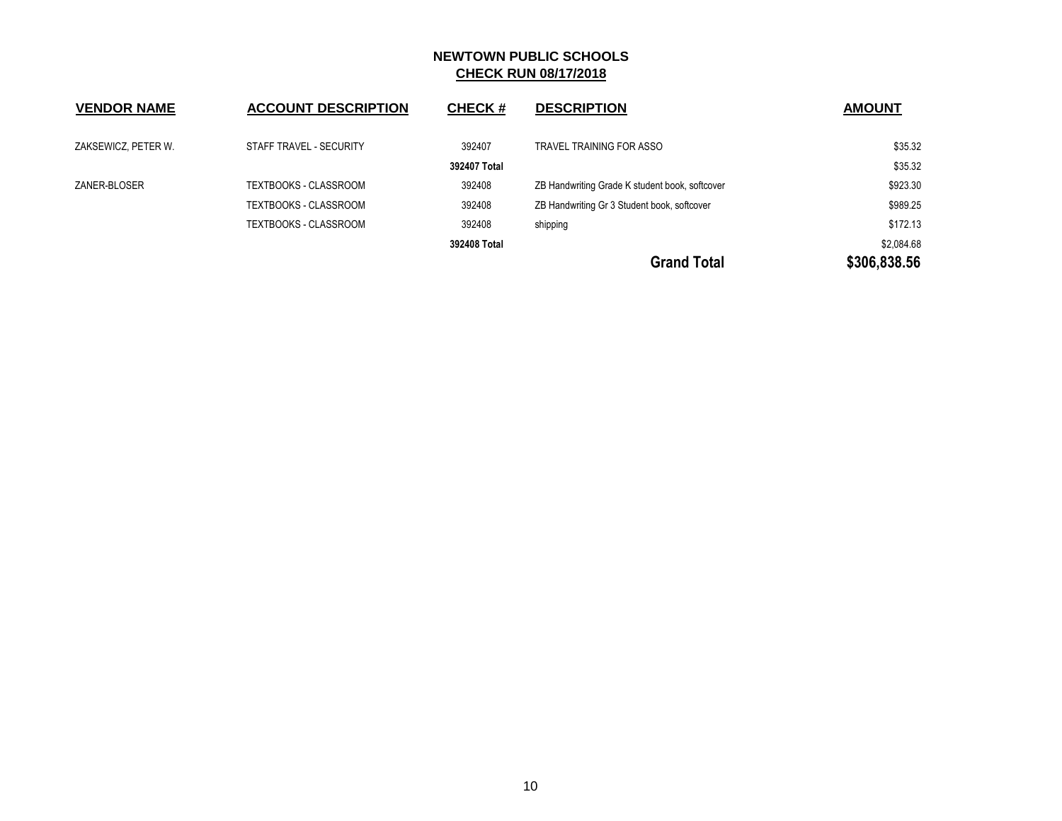**NEWTOWN PUBLIC SCHOOLS**
**CHECK RUN 08/17/2018**

| VENDOR NAME | ACCOUNT DESCRIPTION | CHECK # | DESCRIPTION | AMOUNT |
|---|---|---|---|---|
| ZAKSEWICZ, PETER W. | STAFF TRAVEL - SECURITY | 392407 | TRAVEL TRAINING FOR ASSO | $35.32 |
| | | **392407 Total** | | $35.32 |
| ZANER-BLOSER | TEXTBOOKS - CLASSROOM | 392408 | ZB Handwriting Grade K student book, softcover | $923.30 |
| | TEXTBOOKS - CLASSROOM | 392408 | ZB Handwriting Gr 3 Student book, softcover | $989.25 |
| | TEXTBOOKS - CLASSROOM | 392408 | shipping | $172.13 |
| | | **392408 Total** | | $2,084.68 |
| | | | **Grand Total** | **$306,838.56** |